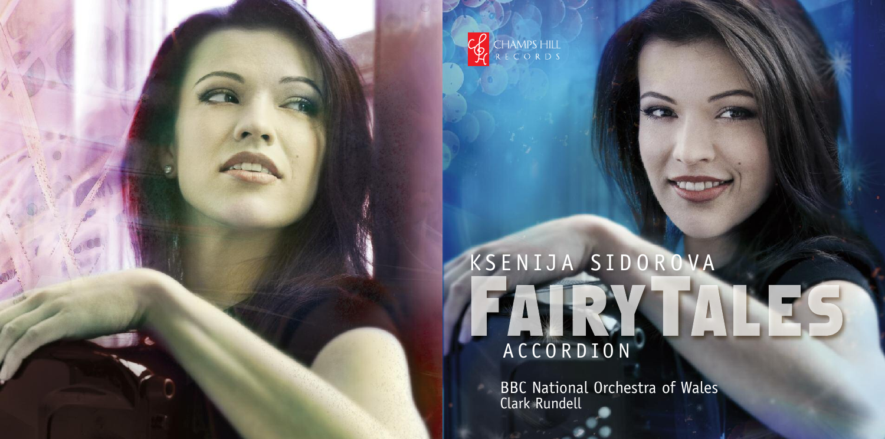CHAMPS HILL RECORDS

# KSENIJA SIDOROVA

# FAIRYTALES

ACCORDION

BBC National Orchestra of Wales
Clark Rundell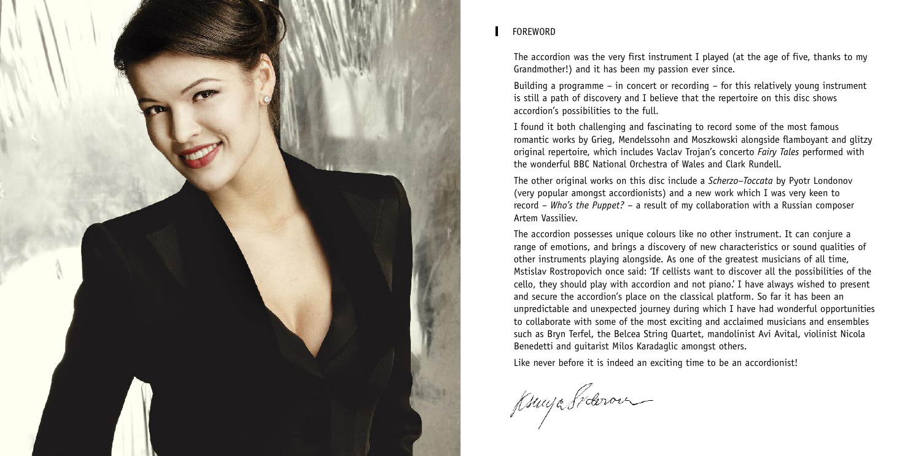## FOREWORD

The accordion was the very first instrument I played (at the age of five, thanks to my Grandmother!) and it has been my passion ever since.

Building a programme – in concert or recording – for this relatively young instrument is still a path of discovery and I believe that the repertoire on this disc shows accordion's possibilities to the full.

I found it both challenging and fascinating to record some of the most famous romantic works by Grieg, Mendelssohn and Moszkowski alongside flamboyant and glitzy original repertoire, which includes Vaclav Trojan's concerto *Fairy Tales* performed with the wonderful BBC National Orchestra of Wales and Clark Rundell.

The other original works on this disc include a *Scherzo–Toccata* by Pyotr Londonov (very popular amongst accordionists) and a new work which I was very keen to record – *Who's the Puppet?* – a result of my collaboration with a Russian composer Artem Vassiliev.

The accordion possesses unique colours like no other instrument. It can conjure a range of emotions, and brings a discovery of new characteristics or sound qualities of other instruments playing alongside. As one of the greatest musicians of all time, Mstislav Rostropovich once said: 'If cellists want to discover all the possibilities of the cello, they should play with accordion and not piano.' I have always wished to present and secure the accordion's place on the classical platform. So far it has been an unpredictable and unexpected journey during which I have had wonderful opportunities to collaborate with some of the most exciting and acclaimed musicians and ensembles such as Bryn Terfel, the Belcea String Quartet, mandolinist Avi Avital, violinist Nicola Benedetti and guitarist Milos Karadaglic amongst others.

Like never before it is indeed an exciting time to be an accordionist!

Ksenija Sidorova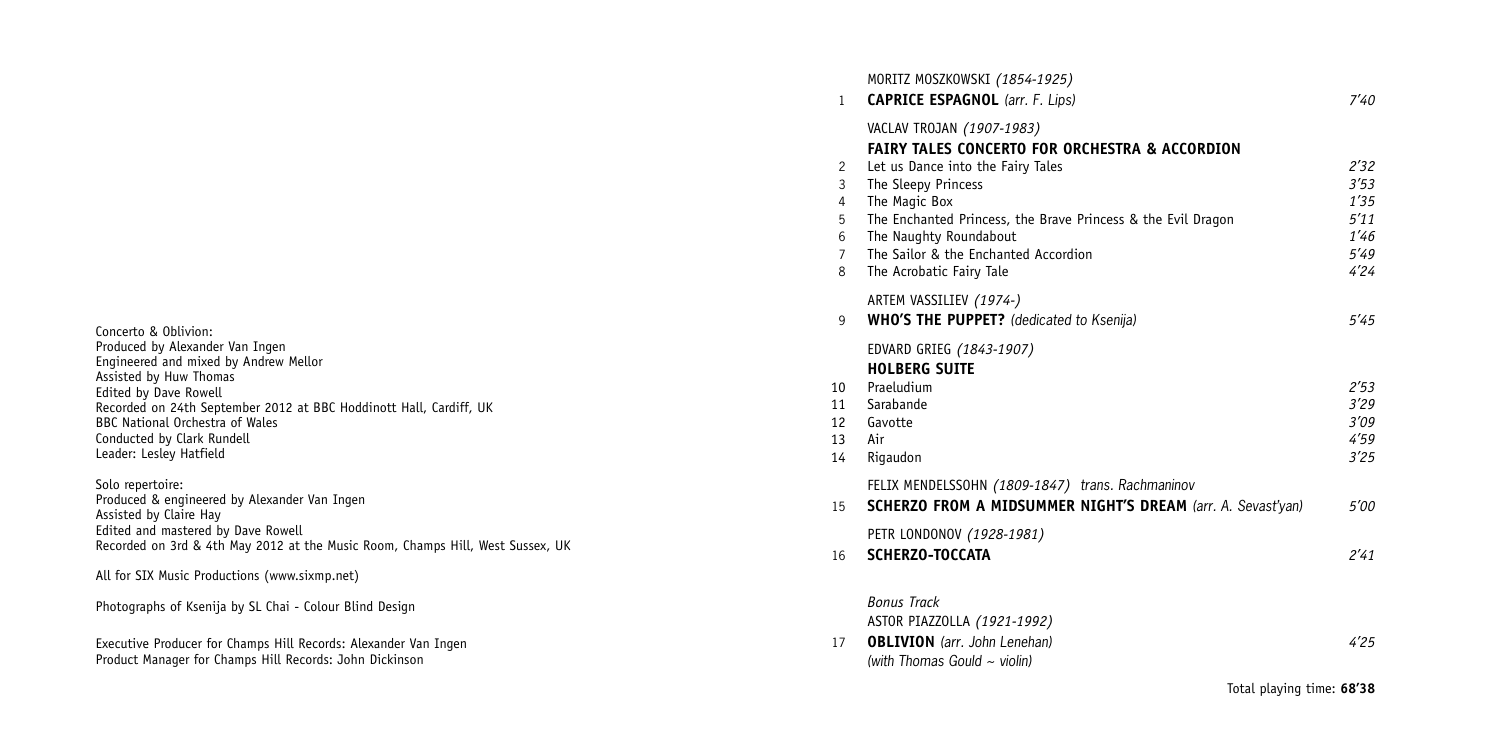MORITZ MOSZKOWSKI *(1854-1925)*

| | | |
|---|---|---|
| 1 | **CAPRICE ESPAGNOL** *(arr. F. Lips)* | *7'40* |

VACLAV TROJAN *(1907-1983)*

**FAIRY TALES CONCERTO FOR ORCHESTRA & ACCORDION**

| | | |
|---|---|---|
| 2 | Let us Dance into the Fairy Tales | *2'32* |
| 3 | The Sleepy Princess | *3'53* |
| 4 | The Magic Box | *1'35* |
| 5 | The Enchanted Princess, the Brave Princess & the Evil Dragon | *5'11* |
| 6 | The Naughty Roundabout | *1'46* |
| 7 | The Sailor & the Enchanted Accordion | *5'49* |
| 8 | The Acrobatic Fairy Tale | *4'24* |

ARTEM VASSILIEV *(1974-)*

| | | |
|---|---|---|
| 9 | **WHO'S THE PUPPET?** *(dedicated to Ksenija)* | *5'45* |

EDVARD GRIEG *(1843-1907)*

**HOLBERG SUITE**

| | | |
|---|---|---|
| 10 | Praeludium | *2'53* |
| 11 | Sarabande | *3'29* |
| 12 | Gavotte | *3'09* |
| 13 | Air | *4'59* |
| 14 | Rigaudon | *3'25* |

FELIX MENDELSSOHN *(1809-1847) trans. Rachmaninov*

| | | |
|---|---|---|
| 15 | **SCHERZO FROM A MIDSUMMER NIGHT'S DREAM** *(arr. A. Sevast'yan)* | *5'00* |

PETR LONDONOV *(1928-1981)*

| | | |
|---|---|---|
| 16 | **SCHERZO-TOCCATA** | *2'41* |

*Bonus Track*

ASTOR PIAZZOLLA *(1921-1992)*

| | | |
|---|---|---|
| 17 | **OBLIVION** *(arr. John Lenehan)* *(with Thomas Gould ~ violin)* | *4'25* |

Total playing time: **68'38**

Concerto & Oblivion:
Produced by Alexander Van Ingen
Engineered and mixed by Andrew Mellor
Assisted by Huw Thomas
Edited by Dave Rowell
Recorded on 24th September 2012 at BBC Hoddinott Hall, Cardiff, UK
BBC National Orchestra of Wales
Conducted by Clark Rundell
Leader: Lesley Hatfield

Solo repertoire:
Produced & engineered by Alexander Van Ingen
Assisted by Claire Hay
Edited and mastered by Dave Rowell
Recorded on 3rd & 4th May 2012 at the Music Room, Champs Hill, West Sussex, UK

All for SIX Music Productions (www.sixmp.net)

Photographs of Ksenija by SL Chai - Colour Blind Design

Executive Producer for Champs Hill Records: Alexander Van Ingen
Product Manager for Champs Hill Records: John Dickinson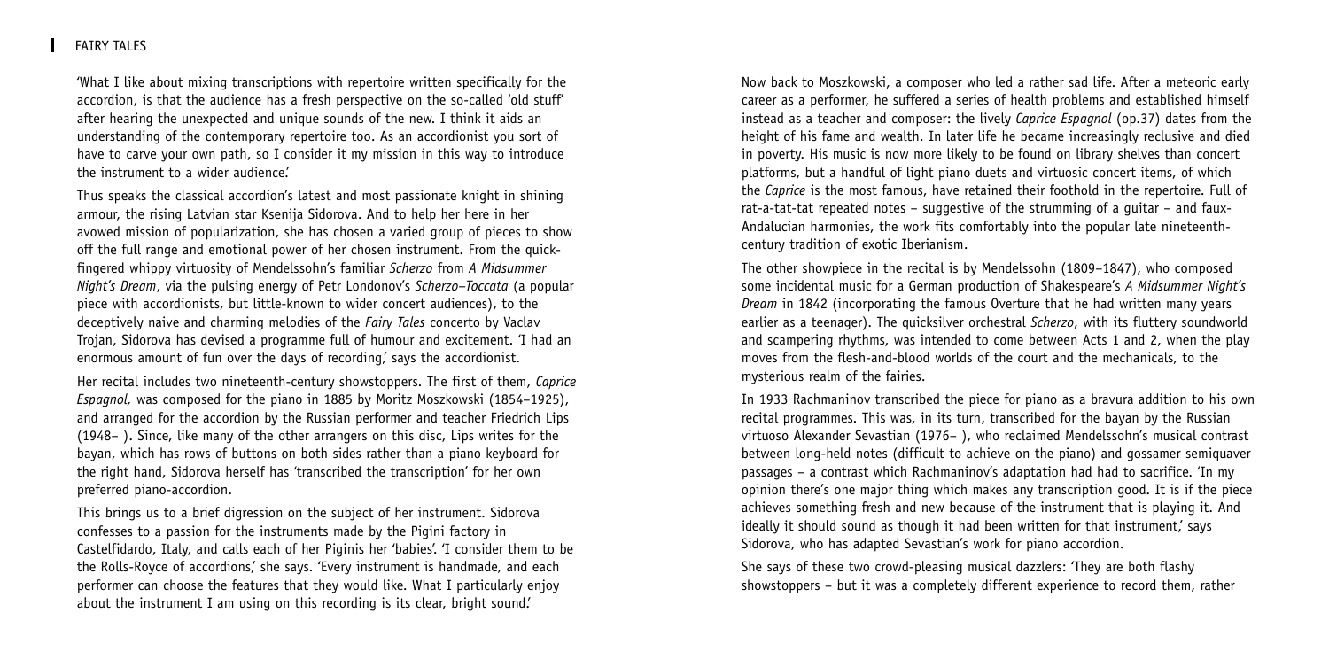'What I like about mixing transcriptions with repertoire written specifically for the accordion, is that the audience has a fresh perspective on the so-called 'old stuff' after hearing the unexpected and unique sounds of the new. I think it aids an understanding of the contemporary repertoire too. As an accordionist you sort of have to carve your own path, so I consider it my mission in this way to introduce the instrument to a wider audience.'

Thus speaks the classical accordion's latest and most passionate knight in shining armour, the rising Latvian star Ksenija Sidorova. And to help her here in her avowed mission of popularization, she has chosen a varied group of pieces to show off the full range and emotional power of her chosen instrument. From the quick-fingered whippy virtuosity of Mendelssohn's familiar *Scherzo* from *A Midsummer Night's Dream*, via the pulsing energy of Petr Londonov's *Scherzo–Toccata* (a popular piece with accordionists, but little-known to wider concert audiences), to the deceptively naive and charming melodies of the *Fairy Tales* concerto by Vaclav Trojan, Sidorova has devised a programme full of humour and excitement. 'I had an enormous amount of fun over the days of recording,' says the accordionist.

Her recital includes two nineteenth-century showstoppers. The first of them, *Caprice Espagnol,* was composed for the piano in 1885 by Moritz Moszkowski (1854–1925), and arranged for the accordion by the Russian performer and teacher Friedrich Lips (1948– ). Since, like many of the other arrangers on this disc, Lips writes for the bayan, which has rows of buttons on both sides rather than a piano keyboard for the right hand, Sidorova herself has 'transcribed the transcription' for her own preferred piano-accordion.

This brings us to a brief digression on the subject of her instrument. Sidorova confesses to a passion for the instruments made by the Pigini factory in Castelfidardo, Italy, and calls each of her Piginis her 'babies'. 'I consider them to be the Rolls-Royce of accordions,' she says. 'Every instrument is handmade, and each performer can choose the features that they would like. What I particularly enjoy about the instrument I am using on this recording is its clear, bright sound.'

Now back to Moszkowski, a composer who led a rather sad life. After a meteoric early career as a performer, he suffered a series of health problems and established himself instead as a teacher and composer: the lively *Caprice Espagnol* (op.37) dates from the height of his fame and wealth. In later life he became increasingly reclusive and died in poverty. His music is now more likely to be found on library shelves than concert platforms, but a handful of light piano duets and virtuosic concert items, of which the *Caprice* is the most famous, have retained their foothold in the repertoire. Full of rat-a-tat-tat repeated notes – suggestive of the strumming of a guitar – and faux-Andalucian harmonies, the work fits comfortably into the popular late nineteenth-century tradition of exotic Iberianism.

The other showpiece in the recital is by Mendelssohn (1809–1847), who composed some incidental music for a German production of Shakespeare's *A Midsummer Night's Dream* in 1842 (incorporating the famous Overture that he had written many years earlier as a teenager). The quicksilver orchestral *Scherzo*, with its fluttery soundworld and scampering rhythms, was intended to come between Acts 1 and 2, when the play moves from the flesh-and-blood worlds of the court and the mechanicals, to the mysterious realm of the fairies.

In 1933 Rachmaninov transcribed the piece for piano as a bravura addition to his own recital programmes. This was, in its turn, transcribed for the bayan by the Russian virtuoso Alexander Sevastian (1976– ), who reclaimed Mendelssohn's musical contrast between long-held notes (difficult to achieve on the piano) and gossamer semiquaver passages – a contrast which Rachmaninov's adaptation had had to sacrifice. 'In my opinion there's one major thing which makes any transcription good. It is if the piece achieves something fresh and new because of the instrument that is playing it. And ideally it should sound as though it had been written for that instrument,' says Sidorova, who has adapted Sevastian's work for piano accordion.

She says of these two crowd-pleasing musical dazzlers: 'They are both flashy showstoppers – but it was a completely different experience to record them, rather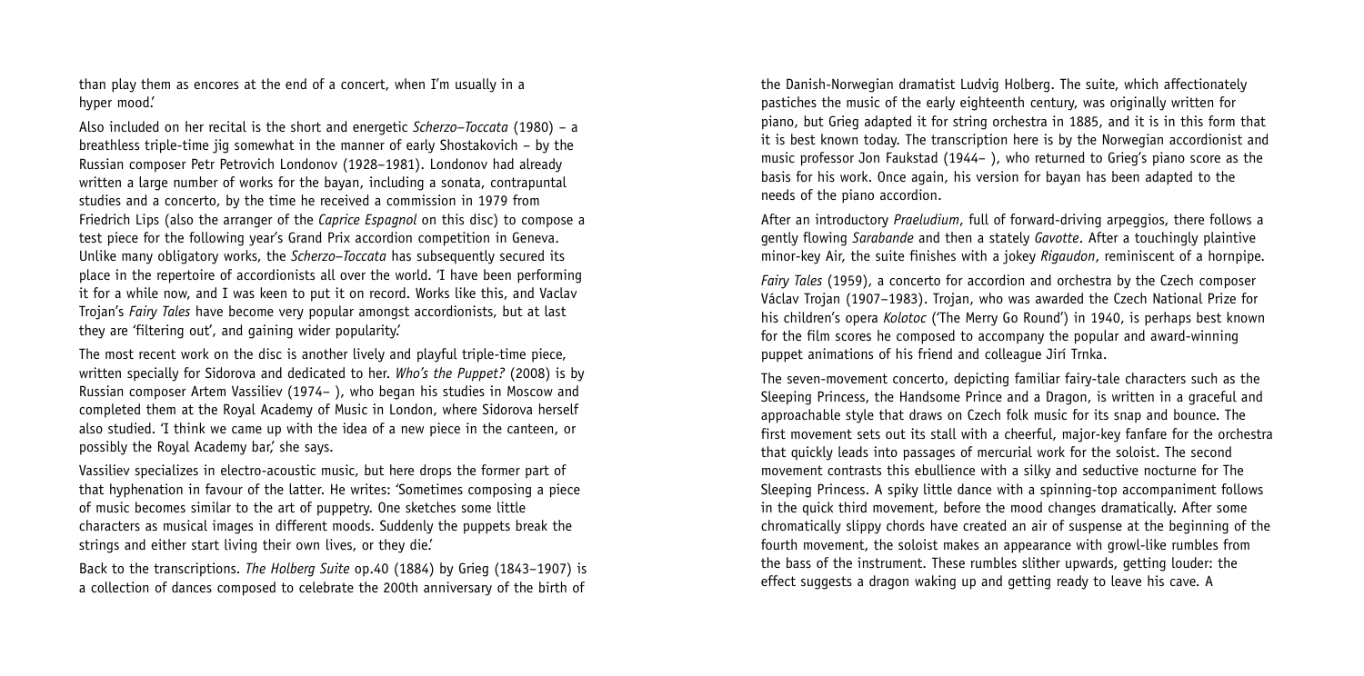than play them as encores at the end of a concert, when I'm usually in a hyper mood.'

Also included on her recital is the short and energetic *Scherzo–Toccata* (1980) – a breathless triple-time jig somewhat in the manner of early Shostakovich – by the Russian composer Petr Petrovich Londonov (1928–1981). Londonov had already written a large number of works for the bayan, including a sonata, contrapuntal studies and a concerto, by the time he received a commission in 1979 from Friedrich Lips (also the arranger of the *Caprice Espagnol* on this disc) to compose a test piece for the following year's Grand Prix accordion competition in Geneva. Unlike many obligatory works, the *Scherzo–Toccata* has subsequently secured its place in the repertoire of accordionists all over the world. 'I have been performing it for a while now, and I was keen to put it on record. Works like this, and Vaclav Trojan's *Fairy Tales* have become very popular amongst accordionists, but at last they are 'filtering out', and gaining wider popularity.'

The most recent work on the disc is another lively and playful triple-time piece, written specially for Sidorova and dedicated to her. *Who's the Puppet?* (2008) is by Russian composer Artem Vassiliev (1974– ), who began his studies in Moscow and completed them at the Royal Academy of Music in London, where Sidorova herself also studied. 'I think we came up with the idea of a new piece in the canteen, or possibly the Royal Academy bar,' she says.

Vassiliev specializes in electro-acoustic music, but here drops the former part of that hyphenation in favour of the latter. He writes: 'Sometimes composing a piece of music becomes similar to the art of puppetry. One sketches some little characters as musical images in different moods. Suddenly the puppets break the strings and either start living their own lives, or they die.'

Back to the transcriptions. *The Holberg Suite* op.40 (1884) by Grieg (1843–1907) is a collection of dances composed to celebrate the 200th anniversary of the birth of the Danish-Norwegian dramatist Ludvig Holberg. The suite, which affectionately pastiches the music of the early eighteenth century, was originally written for piano, but Grieg adapted it for string orchestra in 1885, and it is in this form that it is best known today. The transcription here is by the Norwegian accordionist and music professor Jon Faukstad (1944– ), who returned to Grieg's piano score as the basis for his work. Once again, his version for bayan has been adapted to the needs of the piano accordion.

After an introductory *Praeludium*, full of forward-driving arpeggios, there follows a gently flowing *Sarabande* and then a stately *Gavotte*. After a touchingly plaintive minor-key Air, the suite finishes with a jokey *Rigaudon*, reminiscent of a hornpipe.

*Fairy Tales* (1959), a concerto for accordion and orchestra by the Czech composer Václav Trojan (1907–1983). Trojan, who was awarded the Czech National Prize for his children's opera *Kolotoc* ('The Merry Go Round') in 1940, is perhaps best known for the film scores he composed to accompany the popular and award-winning puppet animations of his friend and colleague Jirí Trnka.

The seven-movement concerto, depicting familiar fairy-tale characters such as the Sleeping Princess, the Handsome Prince and a Dragon, is written in a graceful and approachable style that draws on Czech folk music for its snap and bounce. The first movement sets out its stall with a cheerful, major-key fanfare for the orchestra that quickly leads into passages of mercurial work for the soloist. The second movement contrasts this ebullience with a silky and seductive nocturne for The Sleeping Princess. A spiky little dance with a spinning-top accompaniment follows in the quick third movement, before the mood changes dramatically. After some chromatically slippy chords have created an air of suspense at the beginning of the fourth movement, the soloist makes an appearance with growl-like rumbles from the bass of the instrument. These rumbles slither upwards, getting louder: the effect suggests a dragon waking up and getting ready to leave his cave. A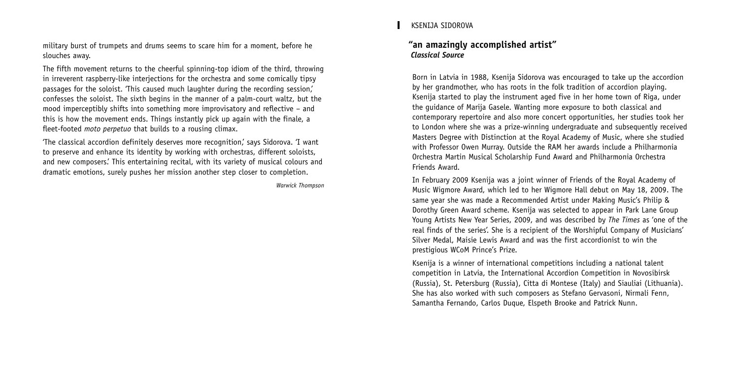military burst of trumpets and drums seems to scare him for a moment, before he slouches away.

The fifth movement returns to the cheerful spinning-top idiom of the third, throwing in irreverent raspberry-like interjections for the orchestra and some comically tipsy passages for the soloist. 'This caused much laughter during the recording session,' confesses the soloist. The sixth begins in the manner of a palm-court waltz, but the mood imperceptibly shifts into something more improvisatory and reflective – and this is how the movement ends. Things instantly pick up again with the finale, a fleet-footed *moto perpetuo* that builds to a rousing climax.

'The classical accordion definitely deserves more recognition,' says Sidorova. 'I want to preserve and enhance its identity by working with orchestras, different soloists, and new composers.' This entertaining recital, with its variety of musical colours and dramatic emotions, surely pushes her mission another step closer to completion.

*Warwick Thompson*

## KSENIJA SIDOROVA

### "an amazingly accomplished artist"
***Classical Source***

Born in Latvia in 1988, Ksenija Sidorova was encouraged to take up the accordion by her grandmother, who has roots in the folk tradition of accordion playing. Ksenija started to play the instrument aged five in her home town of Riga, under the guidance of Marija Gasele. Wanting more exposure to both classical and contemporary repertoire and also more concert opportunities, her studies took her to London where she was a prize-winning undergraduate and subsequently received Masters Degree with Distinction at the Royal Academy of Music, where she studied with Professor Owen Murray. Outside the RAM her awards include a Philharmonia Orchestra Martin Musical Scholarship Fund Award and Philharmonia Orchestra Friends Award.

In February 2009 Ksenija was a joint winner of Friends of the Royal Academy of Music Wigmore Award, which led to her Wigmore Hall debut on May 18, 2009. The same year she was made a Recommended Artist under Making Music's Philip & Dorothy Green Award scheme. Ksenija was selected to appear in Park Lane Group Young Artists New Year Series, 2009, and was described by *The Times* as 'one of the real finds of the series'. She is a recipient of the Worshipful Company of Musicians' Silver Medal, Maisie Lewis Award and was the first accordionist to win the prestigious WCoM Prince's Prize.

Ksenija is a winner of international competitions including a national talent competition in Latvia, the International Accordion Competition in Novosibirsk (Russia), St. Petersburg (Russia), Citta di Montese (Italy) and Siauliai (Lithuania). She has also worked with such composers as Stefano Gervasoni, Nirmali Fenn, Samantha Fernando, Carlos Duque, Elspeth Brooke and Patrick Nunn.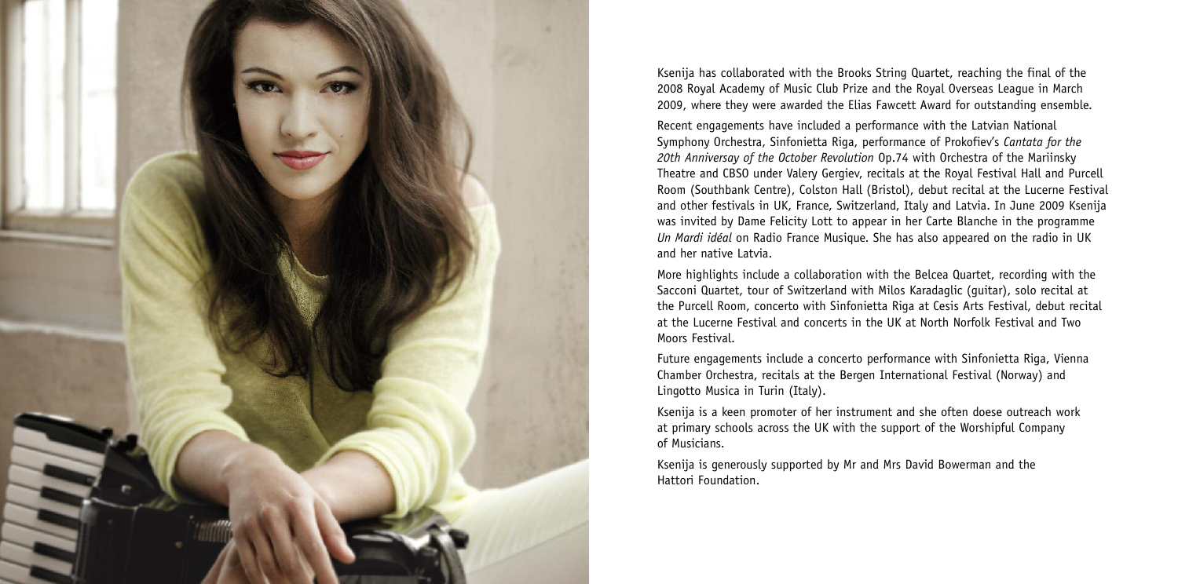Ksenija has collaborated with the Brooks String Quartet, reaching the final of the 2008 Royal Academy of Music Club Prize and the Royal Overseas League in March 2009, where they were awarded the Elias Fawcett Award for outstanding ensemble.

Recent engagements have included a performance with the Latvian National Symphony Orchestra, Sinfonietta Riga, performance of Prokofiev's *Cantata for the 20th Anniversay of the October Revolution* Op.74 with Orchestra of the Mariinsky Theatre and CBSO under Valery Gergiev, recitals at the Royal Festival Hall and Purcell Room (Southbank Centre), Colston Hall (Bristol), debut recital at the Lucerne Festival and other festivals in UK, France, Switzerland, Italy and Latvia. In June 2009 Ksenija was invited by Dame Felicity Lott to appear in her Carte Blanche in the programme *Un Mardi idéal* on Radio France Musique. She has also appeared on the radio in UK and her native Latvia.

More highlights include a collaboration with the Belcea Quartet, recording with the Sacconi Quartet, tour of Switzerland with Milos Karadaglic (guitar), solo recital at the Purcell Room, concerto with Sinfonietta Riga at Cesis Arts Festival, debut recital at the Lucerne Festival and concerts in the UK at North Norfolk Festival and Two Moors Festival.

Future engagements include a concerto performance with Sinfonietta Riga, Vienna Chamber Orchestra, recitals at the Bergen International Festival (Norway) and Lingotto Musica in Turin (Italy).

Ksenija is a keen promoter of her instrument and she often doese outreach work at primary schools across the UK with the support of the Worshipful Company of Musicians.

Ksenija is generously supported by Mr and Mrs David Bowerman and the Hattori Foundation.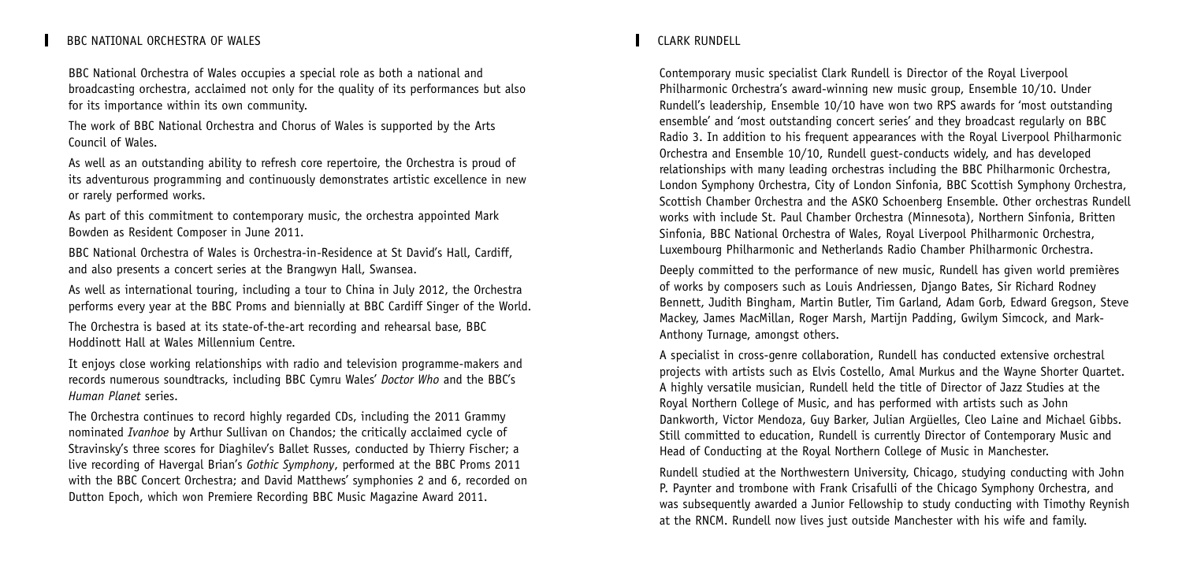## BBC NATIONAL ORCHESTRA OF WALES

BBC National Orchestra of Wales occupies a special role as both a national and broadcasting orchestra, acclaimed not only for the quality of its performances but also for its importance within its own community.

The work of BBC National Orchestra and Chorus of Wales is supported by the Arts Council of Wales.

As well as an outstanding ability to refresh core repertoire, the Orchestra is proud of its adventurous programming and continuously demonstrates artistic excellence in new or rarely performed works.

As part of this commitment to contemporary music, the orchestra appointed Mark Bowden as Resident Composer in June 2011.

BBC National Orchestra of Wales is Orchestra-in-Residence at St David's Hall, Cardiff, and also presents a concert series at the Brangwyn Hall, Swansea.

As well as international touring, including a tour to China in July 2012, the Orchestra performs every year at the BBC Proms and biennially at BBC Cardiff Singer of the World.

The Orchestra is based at its state-of-the-art recording and rehearsal base, BBC Hoddinott Hall at Wales Millennium Centre.

It enjoys close working relationships with radio and television programme-makers and records numerous soundtracks, including BBC Cymru Wales' *Doctor Who* and the BBC's *Human Planet* series.

The Orchestra continues to record highly regarded CDs, including the 2011 Grammy nominated *Ivanhoe* by Arthur Sullivan on Chandos; the critically acclaimed cycle of Stravinsky's three scores for Diaghilev's Ballet Russes, conducted by Thierry Fischer; a live recording of Havergal Brian's *Gothic Symphony*, performed at the BBC Proms 2011 with the BBC Concert Orchestra; and David Matthews' symphonies 2 and 6, recorded on Dutton Epoch, which won Premiere Recording BBC Music Magazine Award 2011.

## CLARK RUNDELL

Contemporary music specialist Clark Rundell is Director of the Royal Liverpool Philharmonic Orchestra's award-winning new music group, Ensemble 10/10. Under Rundell's leadership, Ensemble 10/10 have won two RPS awards for 'most outstanding ensemble' and 'most outstanding concert series' and they broadcast regularly on BBC Radio 3. In addition to his frequent appearances with the Royal Liverpool Philharmonic Orchestra and Ensemble 10/10, Rundell guest-conducts widely, and has developed relationships with many leading orchestras including the BBC Philharmonic Orchestra, London Symphony Orchestra, City of London Sinfonia, BBC Scottish Symphony Orchestra, Scottish Chamber Orchestra and the ASKO Schoenberg Ensemble. Other orchestras Rundell works with include St. Paul Chamber Orchestra (Minnesota), Northern Sinfonia, Britten Sinfonia, BBC National Orchestra of Wales, Royal Liverpool Philharmonic Orchestra, Luxembourg Philharmonic and Netherlands Radio Chamber Philharmonic Orchestra.

Deeply committed to the performance of new music, Rundell has given world premières of works by composers such as Louis Andriessen, Django Bates, Sir Richard Rodney Bennett, Judith Bingham, Martin Butler, Tim Garland, Adam Gorb, Edward Gregson, Steve Mackey, James MacMillan, Roger Marsh, Martijn Padding, Gwilym Simcock, and Mark-Anthony Turnage, amongst others.

A specialist in cross-genre collaboration, Rundell has conducted extensive orchestral projects with artists such as Elvis Costello, Amal Murkus and the Wayne Shorter Quartet. A highly versatile musician, Rundell held the title of Director of Jazz Studies at the Royal Northern College of Music, and has performed with artists such as John Dankworth, Victor Mendoza, Guy Barker, Julian Argüelles, Cleo Laine and Michael Gibbs. Still committed to education, Rundell is currently Director of Contemporary Music and Head of Conducting at the Royal Northern College of Music in Manchester.

Rundell studied at the Northwestern University, Chicago, studying conducting with John P. Paynter and trombone with Frank Crisafulli of the Chicago Symphony Orchestra, and was subsequently awarded a Junior Fellowship to study conducting with Timothy Reynish at the RNCM. Rundell now lives just outside Manchester with his wife and family.